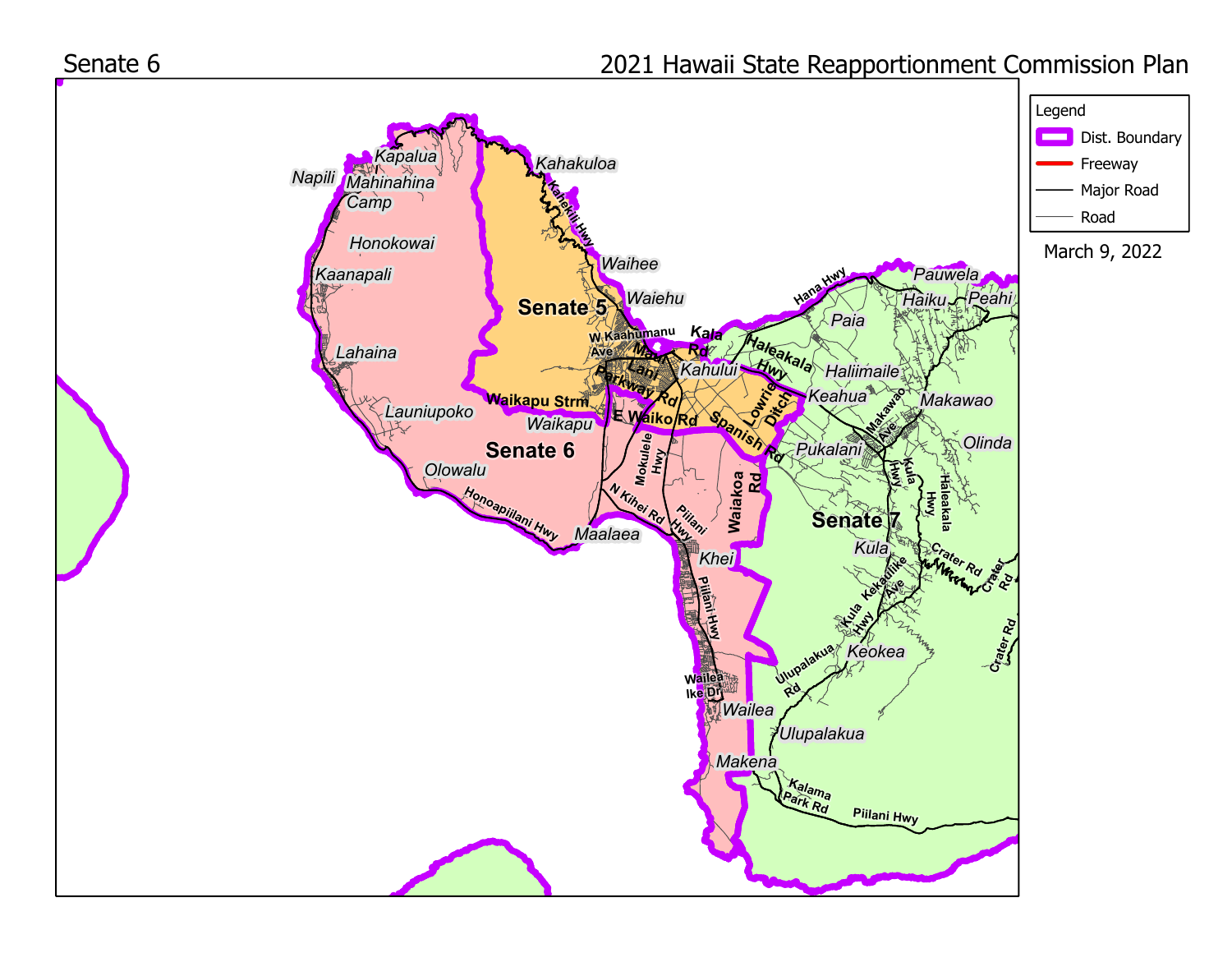Senate 6

2021 Hawaii State Reapportionment Commission Plan

Legend

- Dist. Boundary
- Freeway
- Major Road
- Road

March 9, 2022

Senate 5

Senate 6

Senate 7

Kapalua
Napili
Mahinahina
Camp
Honokowai
Kaanapali
Lahaina
Launiupoko
Olowalu
Honoapiilani Hwy
Maalaea
Kahakuloa
Kahekili Hwy
Waihee
Waiehu
W Kaahumanu Ave
Maui Lani Parkway Rd
Waikapu Strm
Waikapu
E Waiko Rd
Kala Rd
Kahului
Haleakala Hwy
Lowrie Ditch
Spanish Rd
Mokulele Hwy
N Kihei Rd
Piilani Hwy
Waiakoa Rd
Khei
Piilani Hwy
Wailea Ike Dr
Wailea
Makena
Hana Hwy
Pauwela
Haiku
Peahi
Paia
Haliimaile
Keahua
Makawao
Makawao Ave
Pukalani
Olinda
Kula Hwy
Haleakala
Kula
Crater Rd
Kekaulike Ave
Kula Hwy
Keokea
Ulupalakua Rd
Ulupalakua
Kalama Park Rd
Piilani Hwy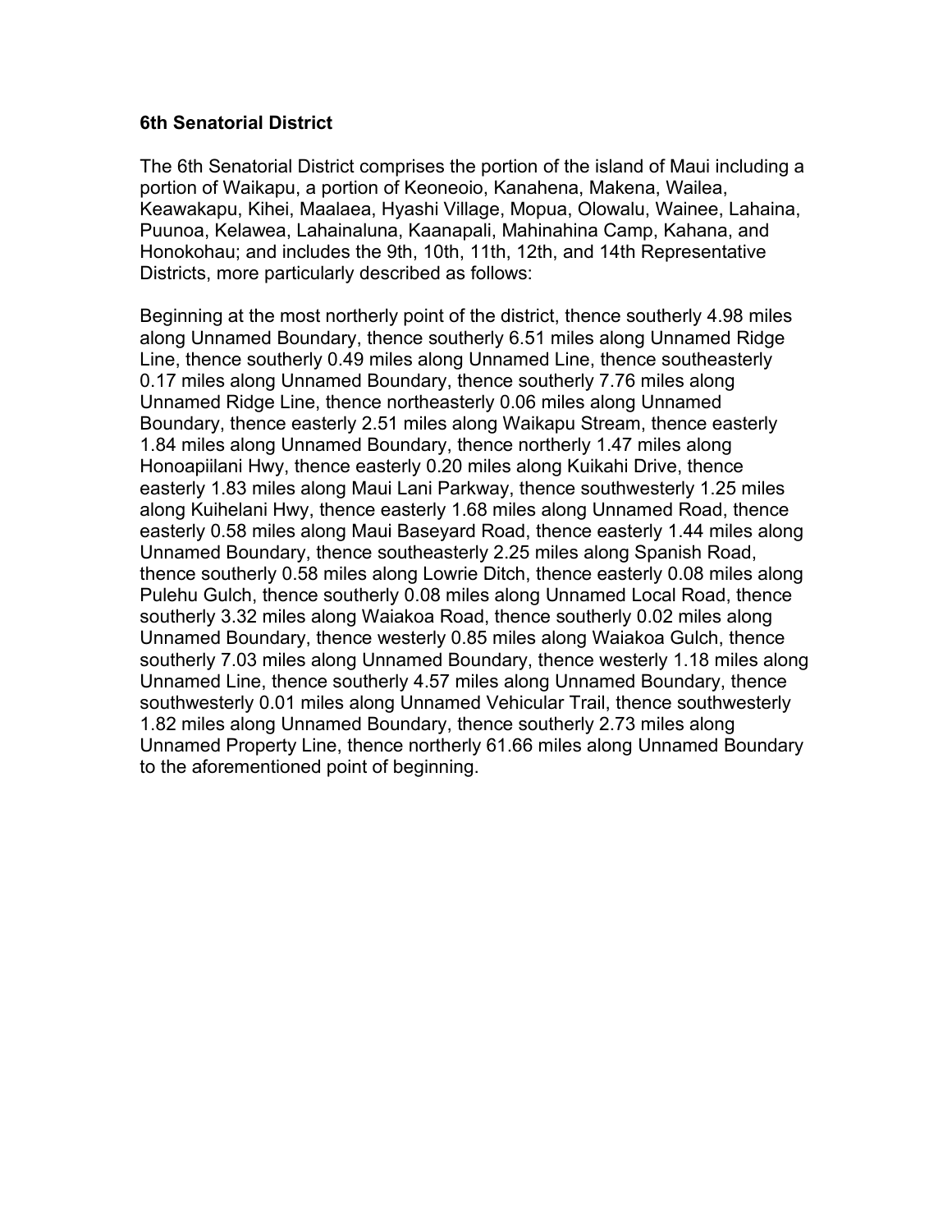**6th Senatorial District**

The 6th Senatorial District comprises the portion of the island of Maui including a portion of Waikapu, a portion of Keoneoio, Kanahena, Makena, Wailea, Keawakapu, Kihei, Maalaea, Hyashi Village, Mopua, Olowalu, Wainee, Lahaina, Puunoa, Kelawea, Lahainaluna, Kaanapali, Mahinahina Camp, Kahana, and Honokohau; and includes the 9th, 10th, 11th, 12th, and 14th Representative Districts, more particularly described as follows:

Beginning at the most northerly point of the district, thence southerly 4.98 miles along Unnamed Boundary, thence southerly 6.51 miles along Unnamed Ridge Line, thence southerly 0.49 miles along Unnamed Line, thence southeasterly 0.17 miles along Unnamed Boundary, thence southerly 7.76 miles along Unnamed Ridge Line, thence northeasterly 0.06 miles along Unnamed Boundary, thence easterly 2.51 miles along Waikapu Stream, thence easterly 1.84 miles along Unnamed Boundary, thence northerly 1.47 miles along Honoapiilani Hwy, thence easterly 0.20 miles along Kuikahi Drive, thence easterly 1.83 miles along Maui Lani Parkway, thence southwesterly 1.25 miles along Kuihelani Hwy, thence easterly 1.68 miles along Unnamed Road, thence easterly 0.58 miles along Maui Baseyard Road, thence easterly 1.44 miles along Unnamed Boundary, thence southeasterly 2.25 miles along Spanish Road, thence southerly 0.58 miles along Lowrie Ditch, thence easterly 0.08 miles along Pulehu Gulch, thence southerly 0.08 miles along Unnamed Local Road, thence southerly 3.32 miles along Waiakoa Road, thence southerly 0.02 miles along Unnamed Boundary, thence westerly 0.85 miles along Waiakoa Gulch, thence southerly 7.03 miles along Unnamed Boundary, thence westerly 1.18 miles along Unnamed Line, thence southerly 4.57 miles along Unnamed Boundary, thence southwesterly 0.01 miles along Unnamed Vehicular Trail, thence southwesterly 1.82 miles along Unnamed Boundary, thence southerly 2.73 miles along Unnamed Property Line, thence northerly 61.66 miles along Unnamed Boundary to the aforementioned point of beginning.